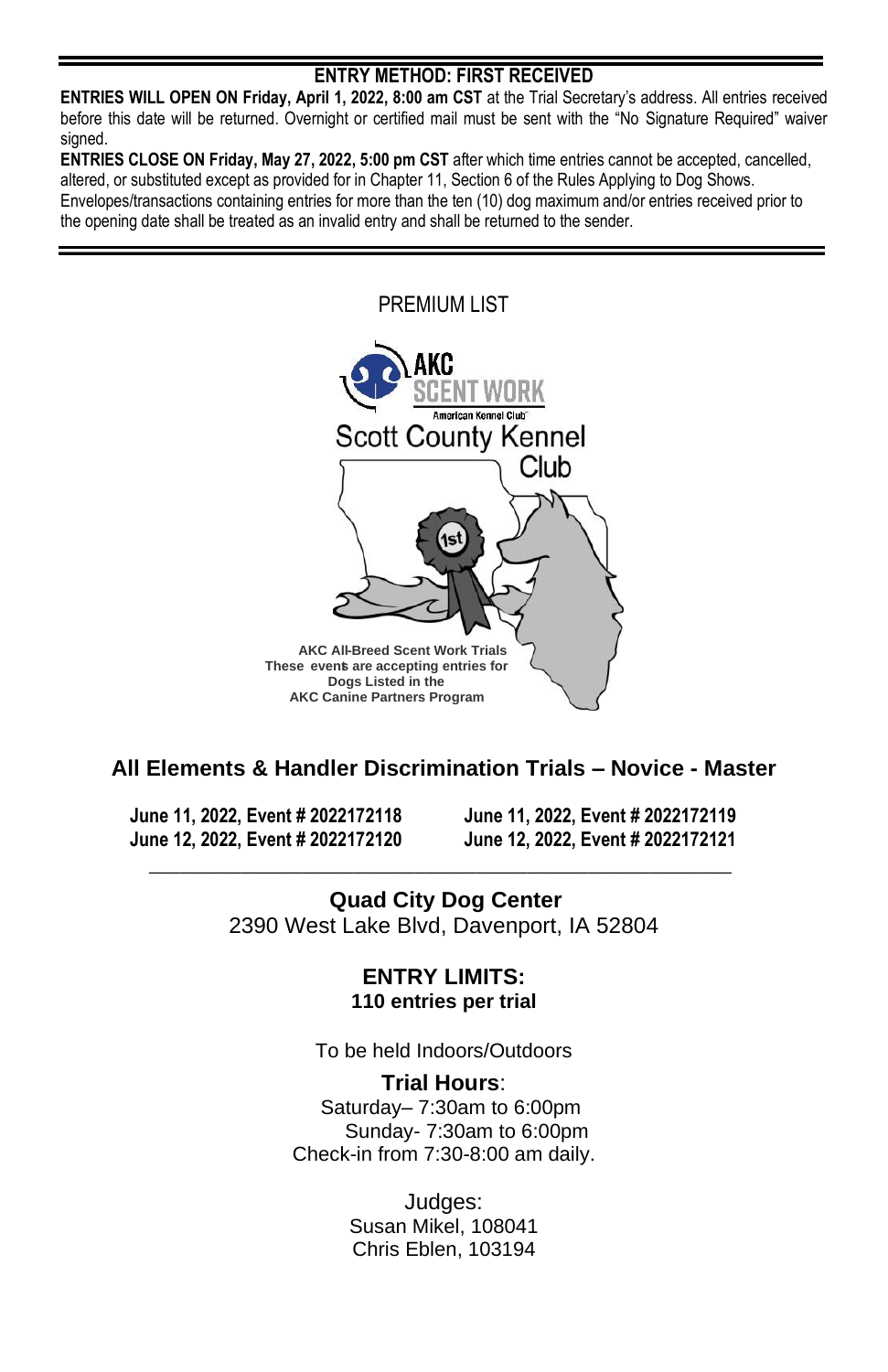## ENTRY METHOD: FIRST RECEIVED

**ENTRIES WILL OPEN ON Friday, April 1, 2022, 8:00 am CST** at the Trial Secretary's address. All entries received before this date will be returned. Overnight or certified mail must be sent with the "No Signature Required" waiver signed.

**ENTRIES CLOSE ON Friday, May 27, 2022, 5:00 pm CST** after which time entries cannot be accepted, cancelled, altered, or substituted except as provided for in Chapter 11, Section 6 of the Rules Applying to Dog Shows.
Envelopes/transactions containing entries for more than the ten (10) dog maximum and/or entries received prior to the opening date shall be treated as an invalid entry and shall be returned to the sender.

PREMIUM LIST

AKC SCENT WORK
American Kennel Club

Scott County Kennel Club

**AKC All-Breed Scent Work Trials**
**These events are accepting entries for Dogs Listed in the AKC Canine Partners Program**

## All Elements & Handler Discrimination Trials – Novice - Master

**June 11, 2022, Event # 2022172118**
**June 11, 2022, Event # 2022172119**
**June 12, 2022, Event # 2022172120**
**June 12, 2022, Event # 2022172121**

**Quad City Dog Center**
2390 West Lake Blvd, Davenport, IA 52804

### ENTRY LIMITS:
**110 entries per trial**

To be held Indoors/Outdoors

**Trial Hours**:
Saturday– 7:30am to 6:00pm
Sunday- 7:30am to 6:00pm
Check-in from 7:30-8:00 am daily.

Judges:
Susan Mikel, 108041
Chris Eblen, 103194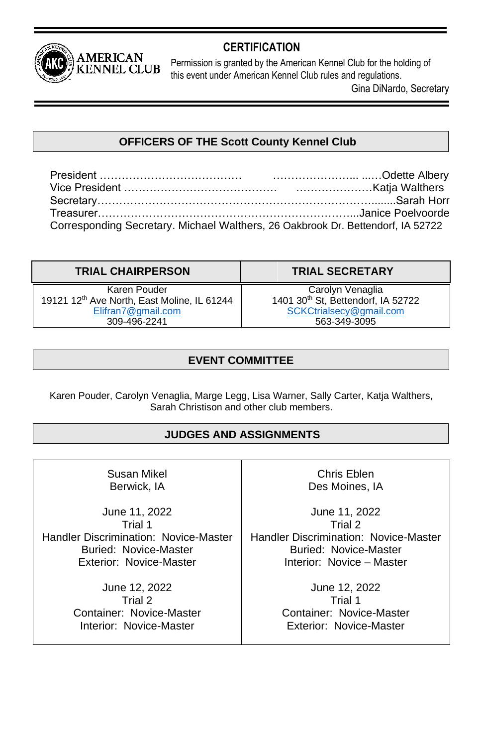AMERICAN KENNEL CLUB

## CERTIFICATION

Permission is granted by the American Kennel Club for the holding of this event under American Kennel Club rules and regulations.

Gina DiNardo, Secretary

## OFFICERS OF THE Scott County Kennel Club

President …………………………………… …………………... ……Odette Albery
Vice President …………………………………… …………………Katja Walthers
Secretary………………………………………………………………………........Sarah Horr
Treasurer…………………………………………………………………..Janice Poelvoorde
Corresponding Secretary. Michael Walthers, 26 Oakbrook Dr. Bettendorf, IA 52722

| TRIAL CHAIRPERSON | TRIAL SECRETARY |
|---|---|
| Karen Pouder<br>19121 12th Ave North, East Moline, IL 61244<br>Elifran7@gmail.com<br>309-496-2241 | Carolyn Venaglia<br>1401 30th St, Bettendorf, IA 52722<br>SCKCtrialsecy@gmail.com<br>563-349-3095 |

## EVENT COMMITTEE

Karen Pouder, Carolyn Venaglia, Marge Legg, Lisa Warner, Sally Carter, Katja Walthers, Sarah Christison and other club members.

## JUDGES AND ASSIGNMENTS

| Susan Mikel<br>Berwick, IA | Chris Eblen<br>Des Moines, IA |
|---|---|
| June 11, 2022<br>Trial 1<br>Handler Discrimination: Novice-Master<br>Buried: Novice-Master<br>Exterior: Novice-Master | June 11, 2022<br>Trial 2<br>Handler Discrimination: Novice-Master<br>Buried: Novice-Master<br>Interior: Novice – Master |
| June 12, 2022<br>Trial 2<br>Container: Novice-Master<br>Interior: Novice-Master | June 12, 2022<br>Trial 1<br>Container: Novice-Master<br>Exterior: Novice-Master |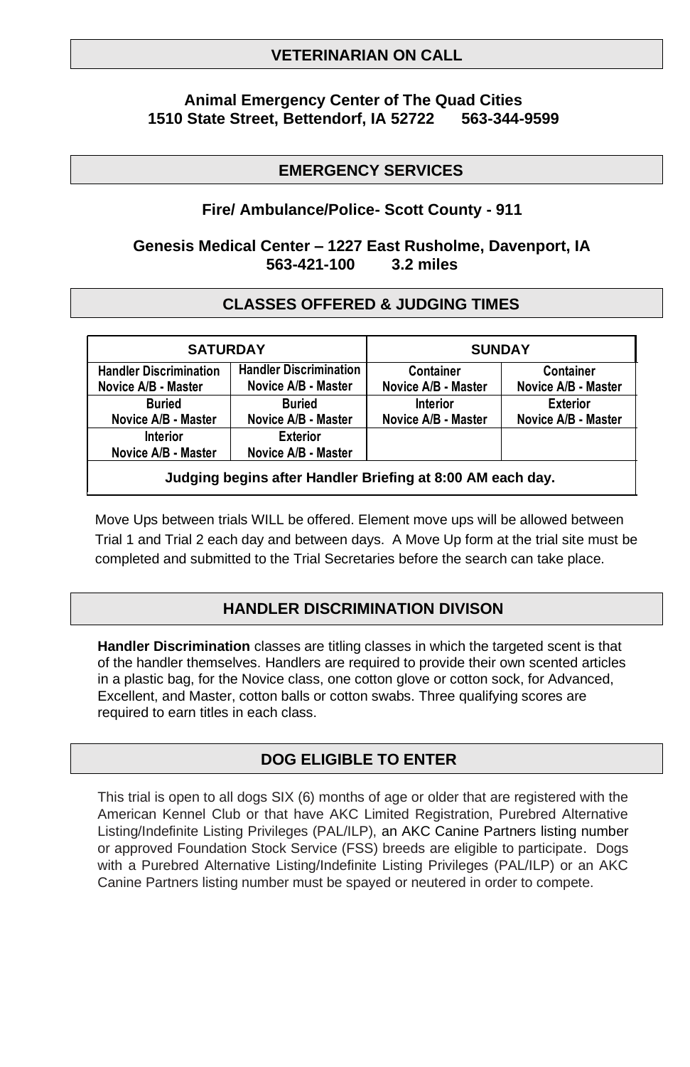## VETERINARIAN ON CALL

**Animal Emergency Center of The Quad Cities**
**1510 State Street, Bettendorf, IA 52722 563-344-9599**

## EMERGENCY SERVICES

**Fire/ Ambulance/Police- Scott County - 911**

**Genesis Medical Center – 1227 East Rusholme, Davenport, IA**
**563-421-100 3.2 miles**

## CLASSES OFFERED & JUDGING TIMES

| SATURDAY | | SUNDAY | |
|---|---|---|---|
| Handler Discrimination Novice A/B - Master | Handler Discrimination Novice A/B - Master | Container Novice A/B - Master | Container Novice A/B - Master |
| Buried Novice A/B - Master | Buried Novice A/B - Master | Interior Novice A/B - Master | Exterior Novice A/B - Master |
| Interior Novice A/B - Master | Exterior Novice A/B - Master | | |
| **Judging begins after Handler Briefing at 8:00 AM each day.** | | | |

Move Ups between trials WILL be offered. Element move ups will be allowed between Trial 1 and Trial 2 each day and between days. A Move Up form at the trial site must be completed and submitted to the Trial Secretaries before the search can take place.

## HANDLER DISCRIMINATION DIVISON

**Handler Discrimination** classes are titling classes in which the targeted scent is that of the handler themselves. Handlers are required to provide their own scented articles in a plastic bag, for the Novice class, one cotton glove or cotton sock, for Advanced, Excellent, and Master, cotton balls or cotton swabs. Three qualifying scores are required to earn titles in each class.

## DOG ELIGIBLE TO ENTER

This trial is open to all dogs SIX (6) months of age or older that are registered with the American Kennel Club or that have AKC Limited Registration, Purebred Alternative Listing/Indefinite Listing Privileges (PAL/ILP), an AKC Canine Partners listing number or approved Foundation Stock Service (FSS) breeds are eligible to participate. Dogs with a Purebred Alternative Listing/Indefinite Listing Privileges (PAL/ILP) or an AKC Canine Partners listing number must be spayed or neutered in order to compete.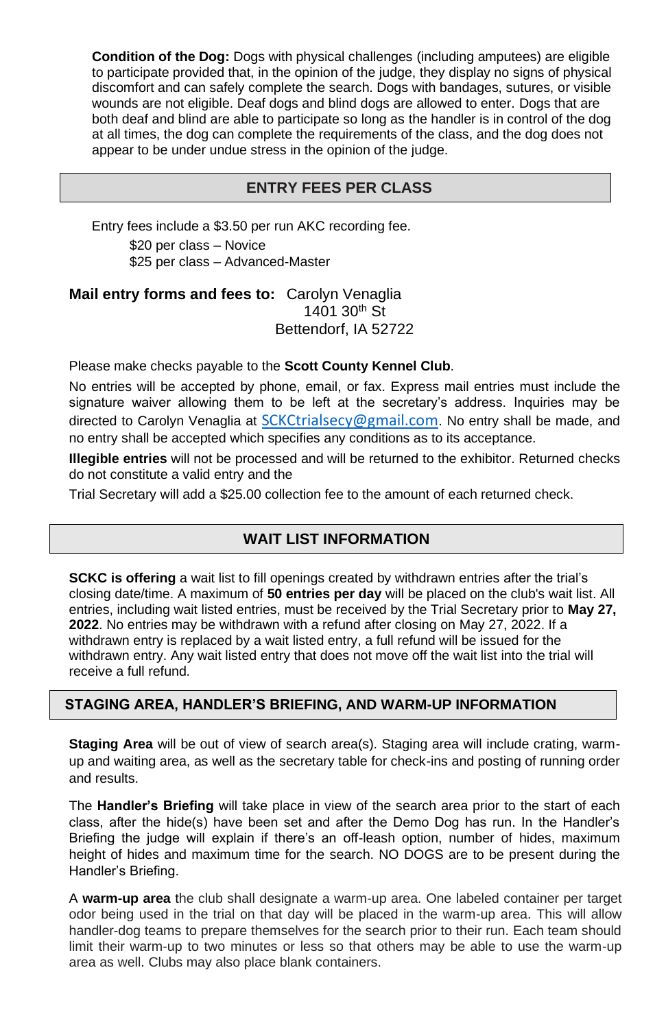**Condition of the Dog:** Dogs with physical challenges (including amputees) are eligible to participate provided that, in the opinion of the judge, they display no signs of physical discomfort and can safely complete the search. Dogs with bandages, sutures, or visible wounds are not eligible. Deaf dogs and blind dogs are allowed to enter. Dogs that are both deaf and blind are able to participate so long as the handler is in control of the dog at all times, the dog can complete the requirements of the class, and the dog does not appear to be under undue stress in the opinion of the judge.

## ENTRY FEES PER CLASS

Entry fees include a $3.50 per run AKC recording fee.

$20 per class – Novice
$25 per class – Advanced-Master

**Mail entry forms and fees to:** Carolyn Venaglia
1401 30th St
Bettendorf, IA 52722

Please make checks payable to the **Scott County Kennel Club**.

No entries will be accepted by phone, email, or fax. Express mail entries must include the signature waiver allowing them to be left at the secretary's address. Inquiries may be directed to Carolyn Venaglia at SCKCtrialsecy@gmail.com. No entry shall be made, and no entry shall be accepted which specifies any conditions as to its acceptance.

**Illegible entries** will not be processed and will be returned to the exhibitor. Returned checks do not constitute a valid entry and the

Trial Secretary will add a $25.00 collection fee to the amount of each returned check.

## WAIT LIST INFORMATION

**SCKC is offering** a wait list to fill openings created by withdrawn entries after the trial's closing date/time. A maximum of **50 entries per day** will be placed on the club's wait list. All entries, including wait listed entries, must be received by the Trial Secretary prior to **May 27, 2022**. No entries may be withdrawn with a refund after closing on May 27, 2022. If a withdrawn entry is replaced by a wait listed entry, a full refund will be issued for the withdrawn entry. Any wait listed entry that does not move off the wait list into the trial will receive a full refund.

## STAGING AREA, HANDLER'S BRIEFING, AND WARM-UP INFORMATION

**Staging Area** will be out of view of search area(s). Staging area will include crating, warm-up and waiting area, as well as the secretary table for check-ins and posting of running order and results.

The **Handler's Briefing** will take place in view of the search area prior to the start of each class, after the hide(s) have been set and after the Demo Dog has run. In the Handler's Briefing the judge will explain if there's an off-leash option, number of hides, maximum height of hides and maximum time for the search. NO DOGS are to be present during the Handler's Briefing.

A **warm-up area** the club shall designate a warm-up area. One labeled container per target odor being used in the trial on that day will be placed in the warm-up area. This will allow handler-dog teams to prepare themselves for the search prior to their run. Each team should limit their warm-up to two minutes or less so that others may be able to use the warm-up area as well. Clubs may also place blank containers.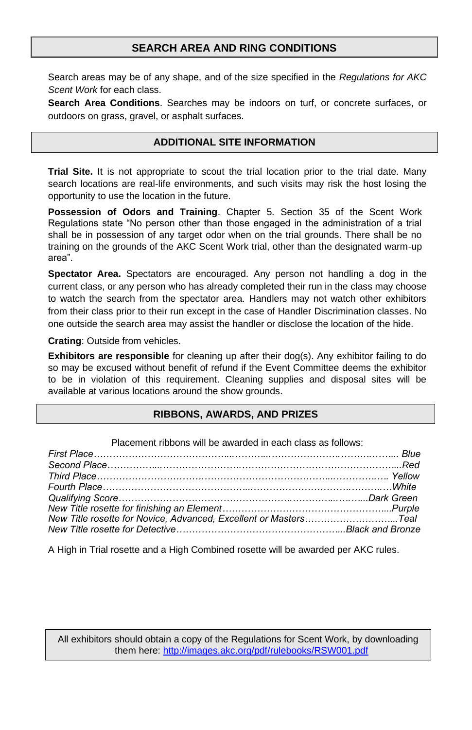## SEARCH AREA AND RING CONDITIONS

Search areas may be of any shape, and of the size specified in the *Regulations for AKC Scent Work* for each class.

**Search Area Conditions**. Searches may be indoors on turf, or concrete surfaces, or outdoors on grass, gravel, or asphalt surfaces.

## ADDITIONAL SITE INFORMATION

**Trial Site.** It is not appropriate to scout the trial location prior to the trial date. Many search locations are real-life environments, and such visits may risk the host losing the opportunity to use the location in the future.

**Possession of Odors and Training**. Chapter 5. Section 35 of the Scent Work Regulations state "No person other than those engaged in the administration of a trial shall be in possession of any target odor when on the trial grounds. There shall be no training on the grounds of the AKC Scent Work trial, other than the designated warm-up area".

**Spectator Area.** Spectators are encouraged. Any person not handling a dog in the current class, or any person who has already completed their run in the class may choose to watch the search from the spectator area. Handlers may not watch other exhibitors from their class prior to their run except in the case of Handler Discrimination classes. No one outside the search area may assist the handler or disclose the location of the hide.

**Crating**: Outside from vehicles.

**Exhibitors are responsible** for cleaning up after their dog(s). Any exhibitor failing to do so may be excused without benefit of refund if the Event Committee deems the exhibitor to be in violation of this requirement. Cleaning supplies and disposal sites will be available at various locations around the show grounds.

## RIBBONS, AWARDS, AND PRIZES

Placement ribbons will be awarded in each class as follows:

*First Place……………………………………………………………………… Blue*
*Second Place……………………………………………………………………Red*
*Third Place……………………………………………………………………… Yellow*
*Fourth Place………………………………………………………………………White*
*Qualifying Score…………………………………………………………Dark Green*
*New Title rosette for finishing an Element…………………………………Purple*
*New Title rosette for Novice, Advanced, Excellent or Masters………………Teal*
*New Title rosette for Detective……………………………………Black and Bronze*

A High in Trial rosette and a High Combined rosette will be awarded per AKC rules.

All exhibitors should obtain a copy of the Regulations for Scent Work, by downloading them here: http://images.akc.org/pdf/rulebooks/RSW001.pdf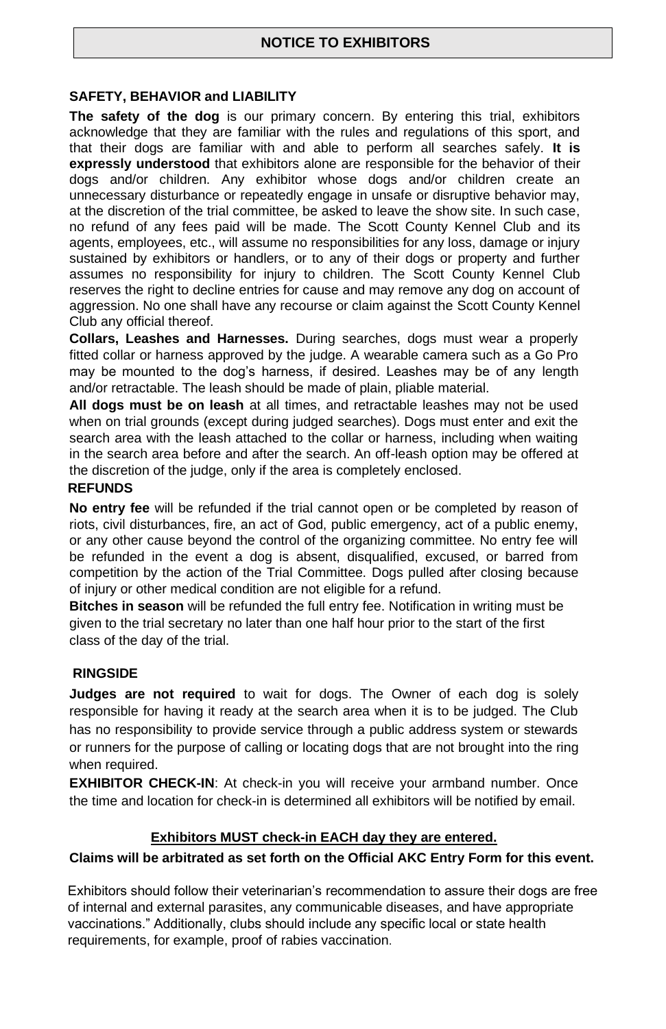## NOTICE TO EXHIBITORS

### SAFETY, BEHAVIOR and LIABILITY

**The safety of the dog** is our primary concern. By entering this trial, exhibitors acknowledge that they are familiar with the rules and regulations of this sport, and that their dogs are familiar with and able to perform all searches safely. **It is expressly understood** that exhibitors alone are responsible for the behavior of their dogs and/or children. Any exhibitor whose dogs and/or children create an unnecessary disturbance or repeatedly engage in unsafe or disruptive behavior may, at the discretion of the trial committee, be asked to leave the show site. In such case, no refund of any fees paid will be made. The Scott County Kennel Club and its agents, employees, etc., will assume no responsibilities for any loss, damage or injury sustained by exhibitors or handlers, or to any of their dogs or property and further assumes no responsibility for injury to children. The Scott County Kennel Club reserves the right to decline entries for cause and may remove any dog on account of aggression. No one shall have any recourse or claim against the Scott County Kennel Club any official thereof.

**Collars, Leashes and Harnesses.** During searches, dogs must wear a properly fitted collar or harness approved by the judge. A wearable camera such as a Go Pro may be mounted to the dog's harness, if desired. Leashes may be of any length and/or retractable. The leash should be made of plain, pliable material.

**All dogs must be on leash** at all times, and retractable leashes may not be used when on trial grounds (except during judged searches). Dogs must enter and exit the search area with the leash attached to the collar or harness, including when waiting in the search area before and after the search. An off-leash option may be offered at the discretion of the judge, only if the area is completely enclosed.

### REFUNDS

**No entry fee** will be refunded if the trial cannot open or be completed by reason of riots, civil disturbances, fire, an act of God, public emergency, act of a public enemy, or any other cause beyond the control of the organizing committee. No entry fee will be refunded in the event a dog is absent, disqualified, excused, or barred from competition by the action of the Trial Committee. Dogs pulled after closing because of injury or other medical condition are not eligible for a refund.

**Bitches in season** will be refunded the full entry fee. Notification in writing must be given to the trial secretary no later than one half hour prior to the start of the first class of the day of the trial.

### RINGSIDE

**Judges are not required** to wait for dogs. The Owner of each dog is solely responsible for having it ready at the search area when it is to be judged. The Club has no responsibility to provide service through a public address system or stewards or runners for the purpose of calling or locating dogs that are not brought into the ring when required.

**EXHIBITOR CHECK-IN**: At check-in you will receive your armband number. Once the time and location for check-in is determined all exhibitors will be notified by email.

**Exhibitors MUST check-in EACH day they are entered.**

**Claims will be arbitrated as set forth on the Official AKC Entry Form for this event.**

Exhibitors should follow their veterinarian's recommendation to assure their dogs are free of internal and external parasites, any communicable diseases, and have appropriate vaccinations." Additionally, clubs should include any specific local or state health requirements, for example, proof of rabies vaccination.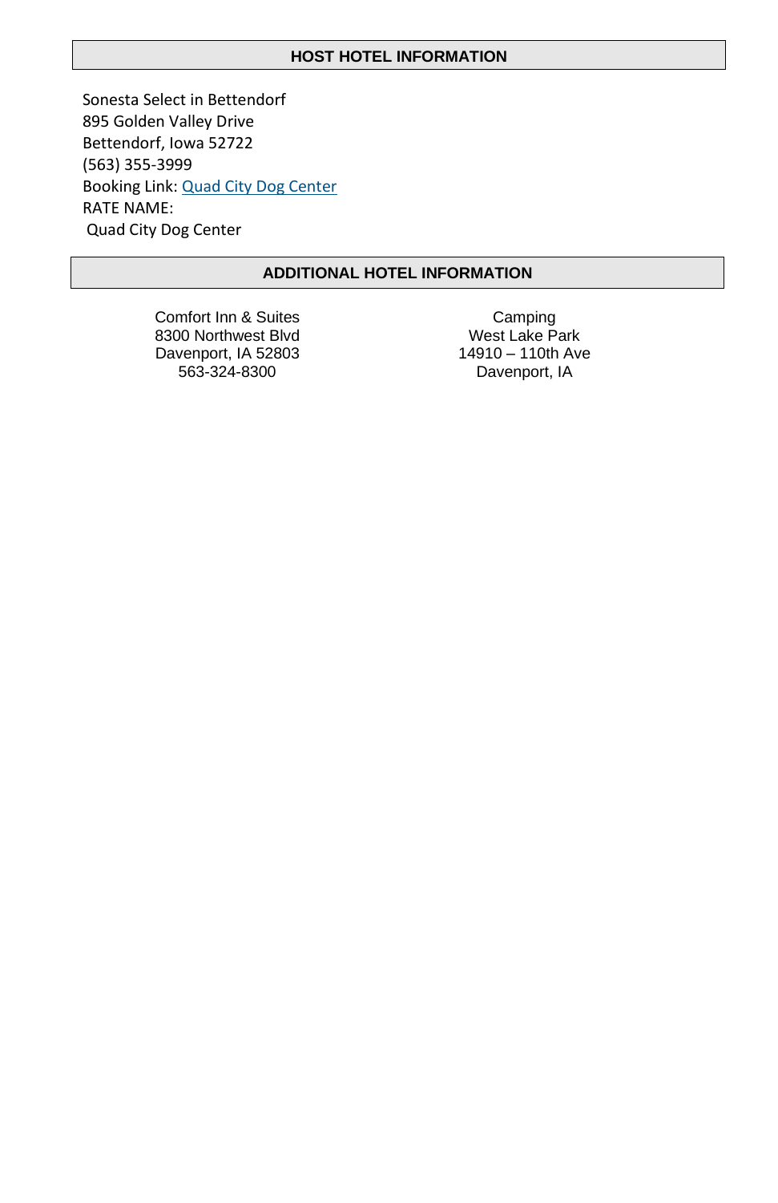## HOST HOTEL INFORMATION

Sonesta Select in Bettendorf
895 Golden Valley Drive
Bettendorf, Iowa 52722
(563) 355-3999
Booking Link: Quad City Dog Center
RATE NAME:
Quad City Dog Center

## ADDITIONAL HOTEL INFORMATION

Comfort Inn & Suites
8300 Northwest Blvd
Davenport, IA 52803
563-324-8300

Camping
West Lake Park
14910 – 110th Ave
Davenport, IA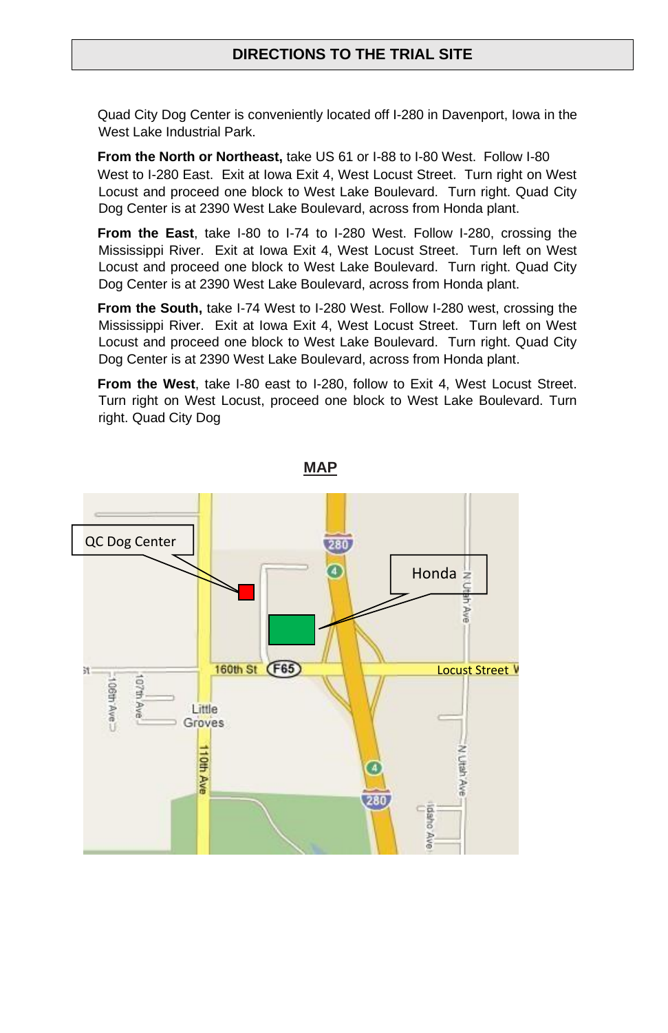## DIRECTIONS TO THE TRIAL SITE

Quad City Dog Center is conveniently located off I-280 in Davenport, Iowa in the West Lake Industrial Park.

**From the North or Northeast,** take US 61 or I-88 to I-80 West. Follow I-80 West to I-280 East. Exit at Iowa Exit 4, West Locust Street. Turn right on West Locust and proceed one block to West Lake Boulevard. Turn right. Quad City Dog Center is at 2390 West Lake Boulevard, across from Honda plant.

**From the East**, take I-80 to I-74 to I-280 West. Follow I-280, crossing the Mississippi River. Exit at Iowa Exit 4, West Locust Street. Turn left on West Locust and proceed one block to West Lake Boulevard. Turn right. Quad City Dog Center is at 2390 West Lake Boulevard, across from Honda plant.

**From the South,** take I-74 West to I-280 West. Follow I-280 west, crossing the Mississippi River. Exit at Iowa Exit 4, West Locust Street. Turn left on West Locust and proceed one block to West Lake Boulevard. Turn right. Quad City Dog Center is at 2390 West Lake Boulevard, across from Honda plant.

**From the West**, take I-80 east to I-280, follow to Exit 4, West Locust Street. Turn right on West Locust, proceed one block to West Lake Boulevard. Turn right. Quad City Dog

**MAP**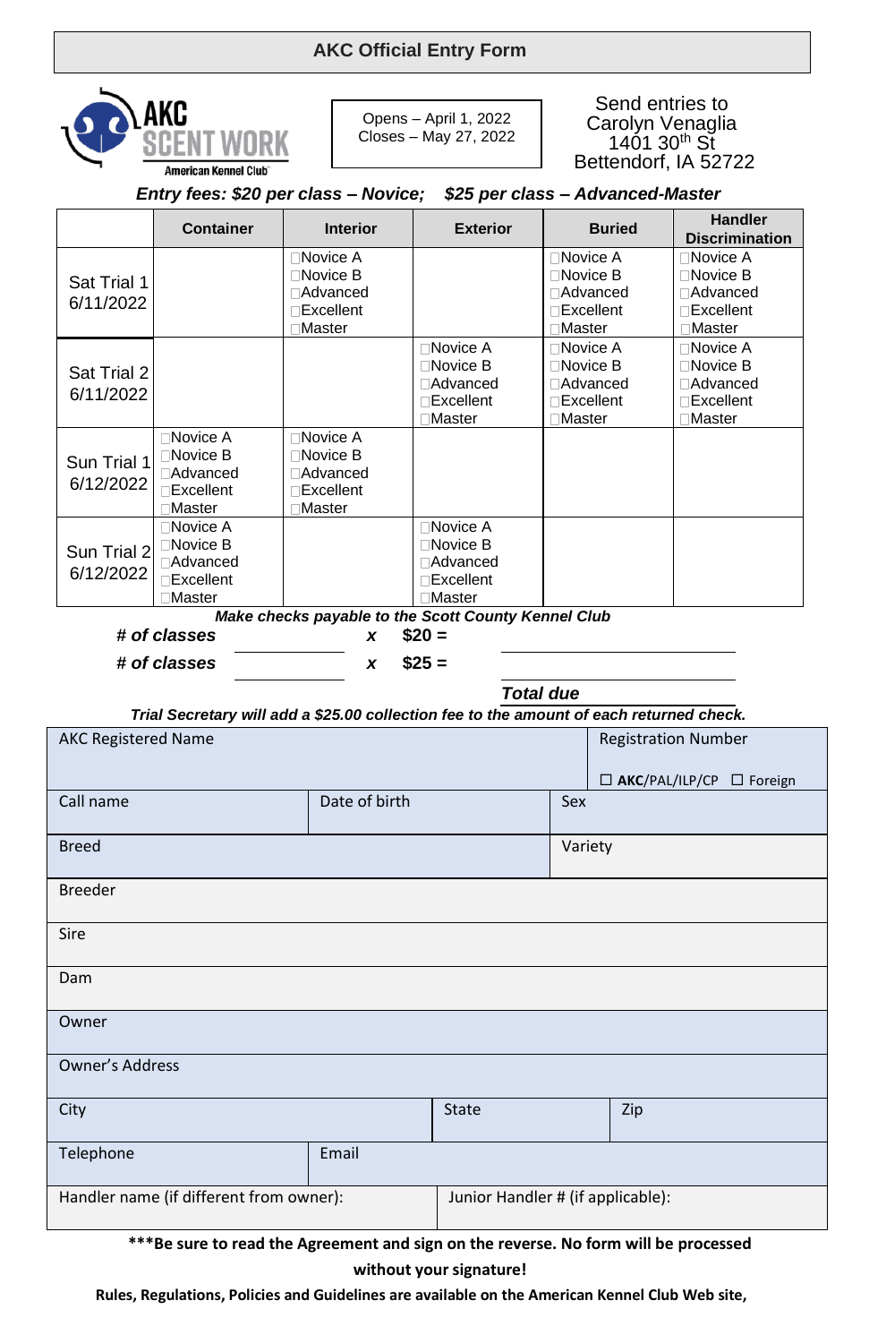# AKC Official Entry Form

AKC SCENT WORK
American Kennel Club

Opens – April 1, 2022
Closes – May 27, 2022

Send entries to
Carolyn Venaglia
1401 30th St
Bettendorf, IA 52722

***Entry fees: $20 per class – Novice; $25 per class – Advanced-Master***

| | Container | Interior | Exterior | Buried | Handler Discrimination |
|---|---|---|---|---|---|
| Sat Trial 1 6/11/2022 | | ☐Novice A ☐Novice B ☐Advanced ☐Excellent ☐Master | | ☐Novice A ☐Novice B ☐Advanced ☐Excellent ☐Master | ☐Novice A ☐Novice B ☐Advanced ☐Excellent ☐Master |
| Sat Trial 2 6/11/2022 | | | ☐Novice A ☐Novice B ☐Advanced ☐Excellent ☐Master | ☐Novice A ☐Novice B ☐Advanced ☐Excellent ☐Master | ☐Novice A ☐Novice B ☐Advanced ☐Excellent ☐Master |
| Sun Trial 1 6/12/2022 | ☐Novice A ☐Novice B ☐Advanced ☐Excellent ☐Master | ☐Novice A ☐Novice B ☐Advanced ☐Excellent ☐Master | | | |
| Sun Trial 2 6/12/2022 | ☐Novice A ☐Novice B ☐Advanced ☐Excellent ☐Master | | ☐Novice A ☐Novice B ☐Advanced ☐Excellent ☐Master | | |

***Make checks payable to the Scott County Kennel Club***

***# of classes*** ________ ***x $20 =*** ________

***# of classes*** ________ ***x $25 =*** ________

***Total due*** ________

***Trial Secretary will add a $25.00 collection fee to the amount of each returned check.***

| AKC Registered Name | | | Registration Number ☐ **AKC**/PAL/ILP/CP ☐ Foreign |
|---|---|---|---|
| Call name | Date of birth | Sex | |
| Breed | | Variety | |
| Breeder | | | |
| Sire | | | |
| Dam | | | |
| Owner | | | |
| Owner's Address | | | |
| City | State | Zip | |
| Telephone | Email | | |
| Handler name (if different from owner): | Junior Handler # (if applicable): | | |

**\*\*\*Be sure to read the Agreement and sign on the reverse. No form will be processed without your signature!**

**Rules, Regulations, Policies and Guidelines are available on the American Kennel Club Web site,**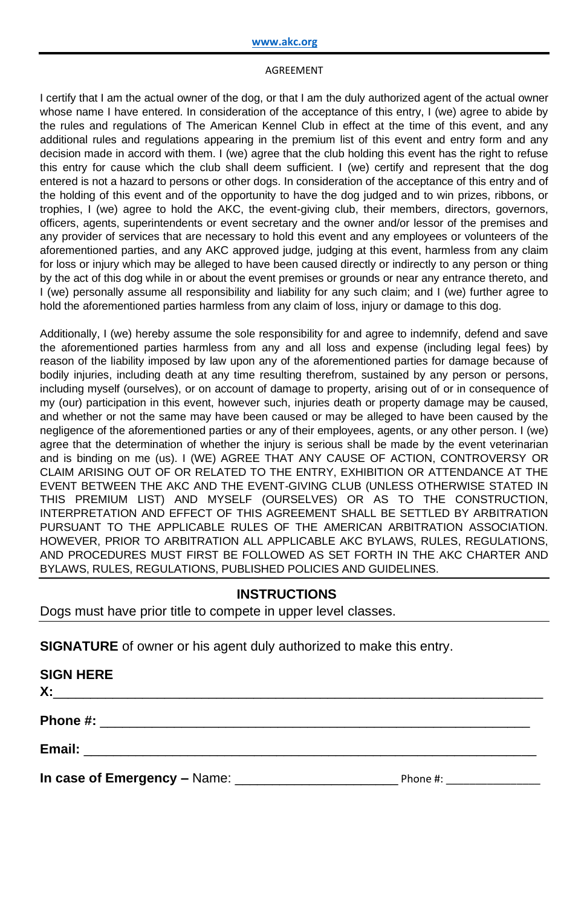www.akc.org

AGREEMENT

I certify that I am the actual owner of the dog, or that I am the duly authorized agent of the actual owner whose name I have entered. In consideration of the acceptance of this entry, I (we) agree to abide by the rules and regulations of The American Kennel Club in effect at the time of this event, and any additional rules and regulations appearing in the premium list of this event and entry form and any decision made in accord with them. I (we) agree that the club holding this event has the right to refuse this entry for cause which the club shall deem sufficient. I (we) certify and represent that the dog entered is not a hazard to persons or other dogs. In consideration of the acceptance of this entry and of the holding of this event and of the opportunity to have the dog judged and to win prizes, ribbons, or trophies, I (we) agree to hold the AKC, the event-giving club, their members, directors, governors, officers, agents, superintendents or event secretary and the owner and/or lessor of the premises and any provider of services that are necessary to hold this event and any employees or volunteers of the aforementioned parties, and any AKC approved judge, judging at this event, harmless from any claim for loss or injury which may be alleged to have been caused directly or indirectly to any person or thing by the act of this dog while in or about the event premises or grounds or near any entrance thereto, and I (we) personally assume all responsibility and liability for any such claim; and I (we) further agree to hold the aforementioned parties harmless from any claim of loss, injury or damage to this dog.

Additionally, I (we) hereby assume the sole responsibility for and agree to indemnify, defend and save the aforementioned parties harmless from any and all loss and expense (including legal fees) by reason of the liability imposed by law upon any of the aforementioned parties for damage because of bodily injuries, including death at any time resulting therefrom, sustained by any person or persons, including myself (ourselves), or on account of damage to property, arising out of or in consequence of my (our) participation in this event, however such, injuries death or property damage may be caused, and whether or not the same may have been caused or may be alleged to have been caused by the negligence of the aforementioned parties or any of their employees, agents, or any other person. I (we) agree that the determination of whether the injury is serious shall be made by the event veterinarian and is binding on me (us). I (WE) AGREE THAT ANY CAUSE OF ACTION, CONTROVERSY OR CLAIM ARISING OUT OF OR RELATED TO THE ENTRY, EXHIBITION OR ATTENDANCE AT THE EVENT BETWEEN THE AKC AND THE EVENT-GIVING CLUB (UNLESS OTHERWISE STATED IN THIS PREMIUM LIST) AND MYSELF (OURSELVES) OR AS TO THE CONSTRUCTION, INTERPRETATION AND EFFECT OF THIS AGREEMENT SHALL BE SETTLED BY ARBITRATION PURSUANT TO THE APPLICABLE RULES OF THE AMERICAN ARBITRATION ASSOCIATION. HOWEVER, PRIOR TO ARBITRATION ALL APPLICABLE AKC BYLAWS, RULES, REGULATIONS, AND PROCEDURES MUST FIRST BE FOLLOWED AS SET FORTH IN THE AKC CHARTER AND BYLAWS, RULES, REGULATIONS, PUBLISHED POLICIES AND GUIDELINES.

## INSTRUCTIONS

Dogs must have prior title to compete in upper level classes.

**SIGNATURE** of owner or his agent duly authorized to make this entry.

**SIGN HERE**
**X:**______________________________________________________________

**Phone #:** _______________________________________________________

**Email:** _________________________________________________________

**In case of Emergency –** Name: ______________________ Phone #: _______________